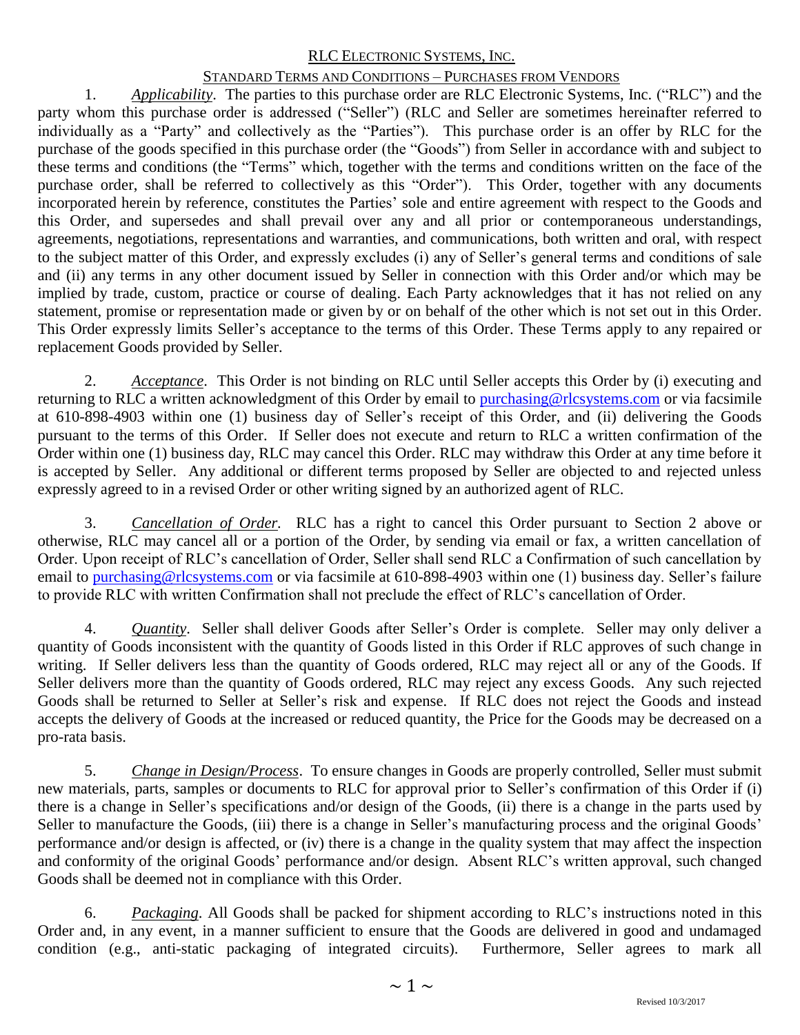RLC ELECTRONIC SYSTEMS, INC.

STANDARD TERMS AND CONDITIONS – PURCHASES FROM VENDORS

1. *Applicability*. The parties to this purchase order are RLC Electronic Systems, Inc. ("RLC") and the party whom this purchase order is addressed ("Seller") (RLC and Seller are sometimes hereinafter referred to individually as a "Party" and collectively as the "Parties"). This purchase order is an offer by RLC for the purchase of the goods specified in this purchase order (the "Goods") from Seller in accordance with and subject to these terms and conditions (the "Terms" which, together with the terms and conditions written on the face of the purchase order, shall be referred to collectively as this "Order"). This Order, together with any documents incorporated herein by reference, constitutes the Parties' sole and entire agreement with respect to the Goods and this Order, and supersedes and shall prevail over any and all prior or contemporaneous understandings, agreements, negotiations, representations and warranties, and communications, both written and oral, with respect to the subject matter of this Order, and expressly excludes (i) any of Seller's general terms and conditions of sale and (ii) any terms in any other document issued by Seller in connection with this Order and/or which may be implied by trade, custom, practice or course of dealing. Each Party acknowledges that it has not relied on any statement, promise or representation made or given by or on behalf of the other which is not set out in this Order. This Order expressly limits Seller's acceptance to the terms of this Order. These Terms apply to any repaired or replacement Goods provided by Seller.

2. *Acceptance*. This Order is not binding on RLC until Seller accepts this Order by (i) executing and returning to RLC a written acknowledgment of this Order by email to purchasing@rlcsystems.com or via facsimile at 610-898-4903 within one (1) business day of Seller's receipt of this Order, and (ii) delivering the Goods pursuant to the terms of this Order. If Seller does not execute and return to RLC a written confirmation of the Order within one (1) business day, RLC may cancel this Order. RLC may withdraw this Order at any time before it is accepted by Seller. Any additional or different terms proposed by Seller are objected to and rejected unless expressly agreed to in a revised Order or other writing signed by an authorized agent of RLC.

3. *Cancellation of Order.* RLC has a right to cancel this Order pursuant to Section 2 above or otherwise, RLC may cancel all or a portion of the Order, by sending via email or fax, a written cancellation of Order. Upon receipt of RLC's cancellation of Order, Seller shall send RLC a Confirmation of such cancellation by email to purchasing@rlcsystems.com or via facsimile at 610-898-4903 within one (1) business day. Seller's failure to provide RLC with written Confirmation shall not preclude the effect of RLC's cancellation of Order.

4. *Quantity.* Seller shall deliver Goods after Seller's Order is complete. Seller may only deliver a quantity of Goods inconsistent with the quantity of Goods listed in this Order if RLC approves of such change in writing. If Seller delivers less than the quantity of Goods ordered, RLC may reject all or any of the Goods. If Seller delivers more than the quantity of Goods ordered, RLC may reject any excess Goods. Any such rejected Goods shall be returned to Seller at Seller's risk and expense. If RLC does not reject the Goods and instead accepts the delivery of Goods at the increased or reduced quantity, the Price for the Goods may be decreased on a pro-rata basis.

5. *Change in Design/Process*. To ensure changes in Goods are properly controlled, Seller must submit new materials, parts, samples or documents to RLC for approval prior to Seller's confirmation of this Order if (i) there is a change in Seller's specifications and/or design of the Goods, (ii) there is a change in the parts used by Seller to manufacture the Goods, (iii) there is a change in Seller's manufacturing process and the original Goods' performance and/or design is affected, or (iv) there is a change in the quality system that may affect the inspection and conformity of the original Goods' performance and/or design. Absent RLC's written approval, such changed Goods shall be deemed not in compliance with this Order.

6. *Packaging*. All Goods shall be packed for shipment according to RLC's instructions noted in this Order and, in any event, in a manner sufficient to ensure that the Goods are delivered in good and undamaged condition (e.g., anti-static packaging of integrated circuits). Furthermore, Seller agrees to mark all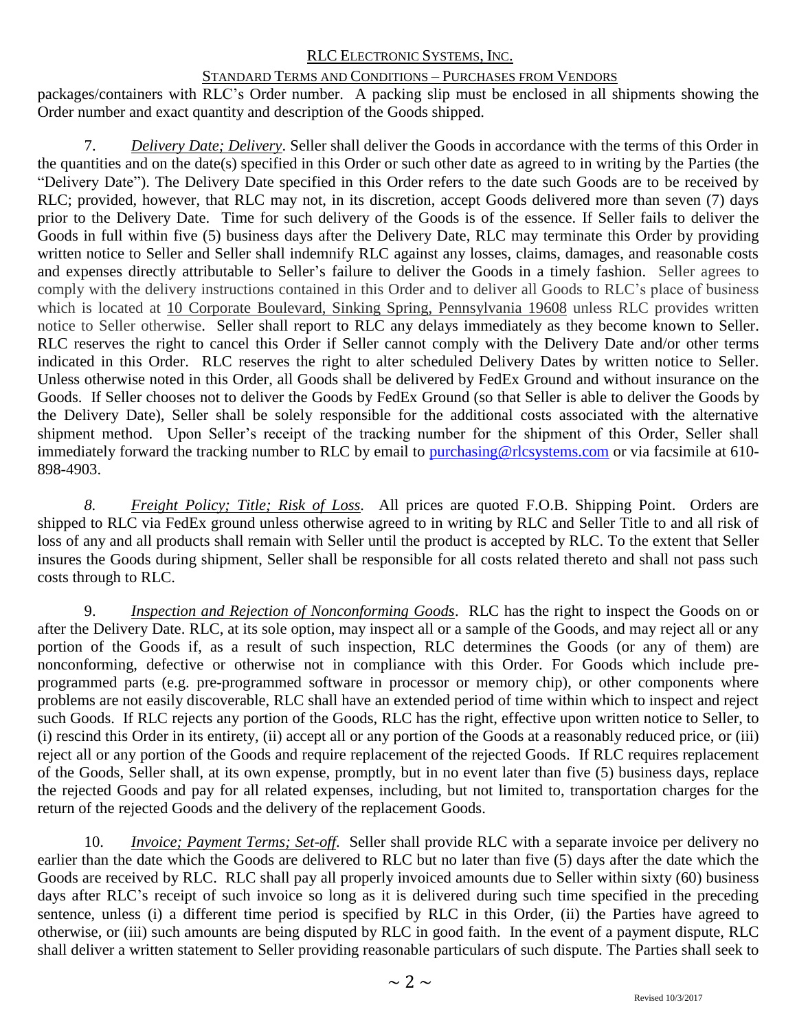packages/containers with RLC's Order number. A packing slip must be enclosed in all shipments showing the Order number and exact quantity and description of the Goods shipped.

7. *Delivery Date; Delivery*. Seller shall deliver the Goods in accordance with the terms of this Order in the quantities and on the date(s) specified in this Order or such other date as agreed to in writing by the Parties (the "Delivery Date"). The Delivery Date specified in this Order refers to the date such Goods are to be received by RLC; provided, however, that RLC may not, in its discretion, accept Goods delivered more than seven (7) days prior to the Delivery Date. Time for such delivery of the Goods is of the essence. If Seller fails to deliver the Goods in full within five (5) business days after the Delivery Date, RLC may terminate this Order by providing written notice to Seller and Seller shall indemnify RLC against any losses, claims, damages, and reasonable costs and expenses directly attributable to Seller's failure to deliver the Goods in a timely fashion. Seller agrees to comply with the delivery instructions contained in this Order and to deliver all Goods to RLC's place of business which is located at 10 Corporate Boulevard, Sinking Spring, Pennsylvania 19608 unless RLC provides written notice to Seller otherwise. Seller shall report to RLC any delays immediately as they become known to Seller. RLC reserves the right to cancel this Order if Seller cannot comply with the Delivery Date and/or other terms indicated in this Order. RLC reserves the right to alter scheduled Delivery Dates by written notice to Seller. Unless otherwise noted in this Order, all Goods shall be delivered by FedEx Ground and without insurance on the Goods. If Seller chooses not to deliver the Goods by FedEx Ground (so that Seller is able to deliver the Goods by the Delivery Date), Seller shall be solely responsible for the additional costs associated with the alternative shipment method. Upon Seller's receipt of the tracking number for the shipment of this Order, Seller shall immediately forward the tracking number to RLC by email to purchasing@rlcsystems.com or via facsimile at 610-898-4903.

*8. Freight Policy; Title; Risk of Loss.* All prices are quoted F.O.B. Shipping Point. Orders are shipped to RLC via FedEx ground unless otherwise agreed to in writing by RLC and Seller Title to and all risk of loss of any and all products shall remain with Seller until the product is accepted by RLC. To the extent that Seller insures the Goods during shipment, Seller shall be responsible for all costs related thereto and shall not pass such costs through to RLC.

9. *Inspection and Rejection of Nonconforming Goods*. RLC has the right to inspect the Goods on or after the Delivery Date. RLC, at its sole option, may inspect all or a sample of the Goods, and may reject all or any portion of the Goods if, as a result of such inspection, RLC determines the Goods (or any of them) are nonconforming, defective or otherwise not in compliance with this Order. For Goods which include pre-programmed parts (e.g. pre-programmed software in processor or memory chip), or other components where problems are not easily discoverable, RLC shall have an extended period of time within which to inspect and reject such Goods. If RLC rejects any portion of the Goods, RLC has the right, effective upon written notice to Seller, to (i) rescind this Order in its entirety, (ii) accept all or any portion of the Goods at a reasonably reduced price, or (iii) reject all or any portion of the Goods and require replacement of the rejected Goods. If RLC requires replacement of the Goods, Seller shall, at its own expense, promptly, but in no event later than five (5) business days, replace the rejected Goods and pay for all related expenses, including, but not limited to, transportation charges for the return of the rejected Goods and the delivery of the replacement Goods.

10. *Invoice; Payment Terms; Set-off.* Seller shall provide RLC with a separate invoice per delivery no earlier than the date which the Goods are delivered to RLC but no later than five (5) days after the date which the Goods are received by RLC. RLC shall pay all properly invoiced amounts due to Seller within sixty (60) business days after RLC's receipt of such invoice so long as it is delivered during such time specified in the preceding sentence, unless (i) a different time period is specified by RLC in this Order, (ii) the Parties have agreed to otherwise, or (iii) such amounts are being disputed by RLC in good faith. In the event of a payment dispute, RLC shall deliver a written statement to Seller providing reasonable particulars of such dispute. The Parties shall seek to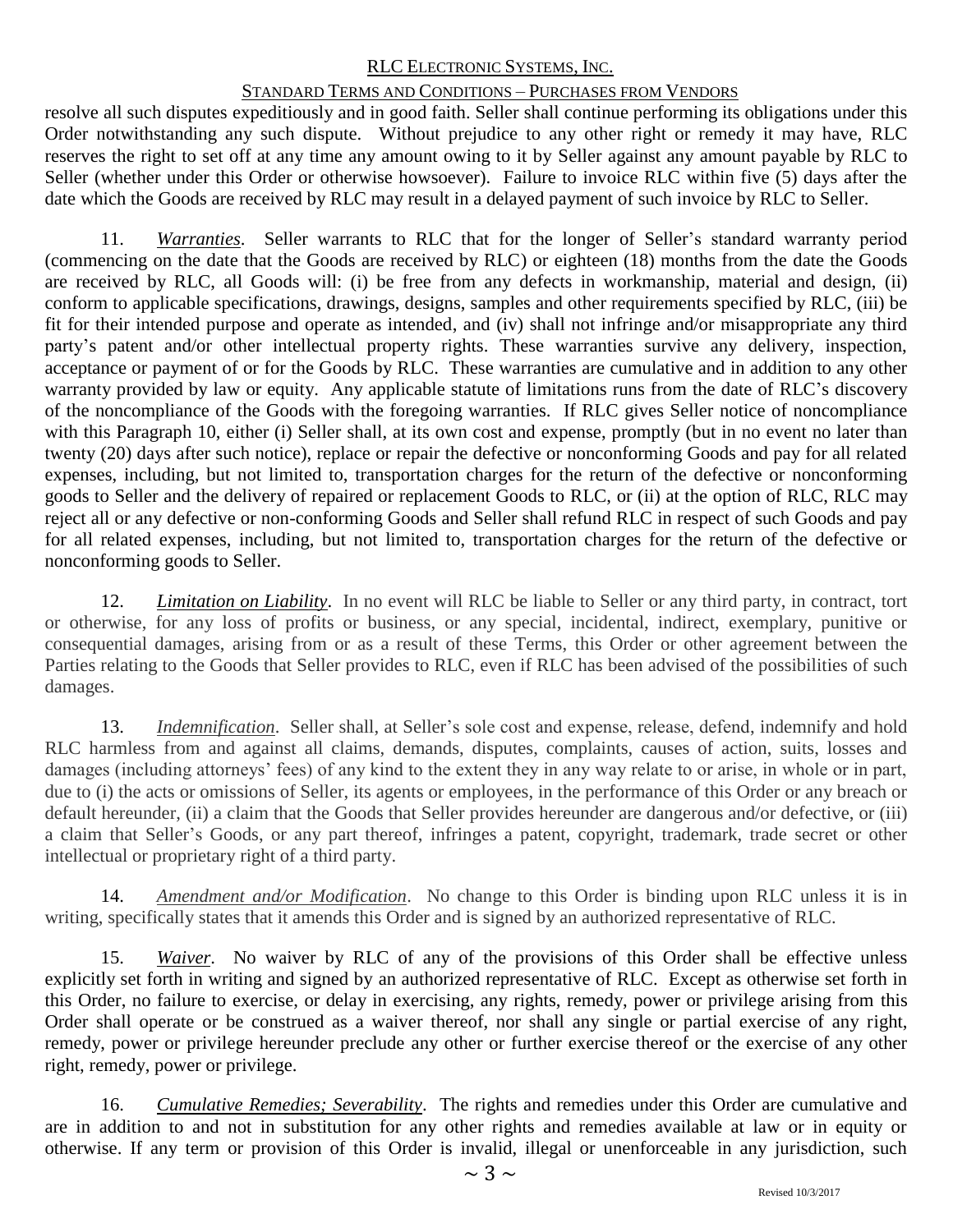resolve all such disputes expeditiously and in good faith. Seller shall continue performing its obligations under this Order notwithstanding any such dispute. Without prejudice to any other right or remedy it may have, RLC reserves the right to set off at any time any amount owing to it by Seller against any amount payable by RLC to Seller (whether under this Order or otherwise howsoever). Failure to invoice RLC within five (5) days after the date which the Goods are received by RLC may result in a delayed payment of such invoice by RLC to Seller.

11. ***Warranties***. Seller warrants to RLC that for the longer of Seller's standard warranty period (commencing on the date that the Goods are received by RLC) or eighteen (18) months from the date the Goods are received by RLC, all Goods will: (i) be free from any defects in workmanship, material and design, (ii) conform to applicable specifications, drawings, designs, samples and other requirements specified by RLC, (iii) be fit for their intended purpose and operate as intended, and (iv) shall not infringe and/or misappropriate any third party's patent and/or other intellectual property rights. These warranties survive any delivery, inspection, acceptance or payment of or for the Goods by RLC. These warranties are cumulative and in addition to any other warranty provided by law or equity. Any applicable statute of limitations runs from the date of RLC's discovery of the noncompliance of the Goods with the foregoing warranties. If RLC gives Seller notice of noncompliance with this Paragraph 10, either (i) Seller shall, at its own cost and expense, promptly (but in no event no later than twenty (20) days after such notice), replace or repair the defective or nonconforming Goods and pay for all related expenses, including, but not limited to, transportation charges for the return of the defective or nonconforming goods to Seller and the delivery of repaired or replacement Goods to RLC, or (ii) at the option of RLC, RLC may reject all or any defective or non-conforming Goods and Seller shall refund RLC in respect of such Goods and pay for all related expenses, including, but not limited to, transportation charges for the return of the defective or nonconforming goods to Seller.

12. *Limitation on Liability*. In no event will RLC be liable to Seller or any third party, in contract, tort or otherwise, for any loss of profits or business, or any special, incidental, indirect, exemplary, punitive or consequential damages, arising from or as a result of these Terms, this Order or other agreement between the Parties relating to the Goods that Seller provides to RLC, even if RLC has been advised of the possibilities of such damages.

13. *Indemnification*. Seller shall, at Seller's sole cost and expense, release, defend, indemnify and hold RLC harmless from and against all claims, demands, disputes, complaints, causes of action, suits, losses and damages (including attorneys' fees) of any kind to the extent they in any way relate to or arise, in whole or in part, due to (i) the acts or omissions of Seller, its agents or employees, in the performance of this Order or any breach or default hereunder, (ii) a claim that the Goods that Seller provides hereunder are dangerous and/or defective, or (iii) a claim that Seller's Goods, or any part thereof, infringes a patent, copyright, trademark, trade secret or other intellectual or proprietary right of a third party.

14. *Amendment and/or Modification*. No change to this Order is binding upon RLC unless it is in writing, specifically states that it amends this Order and is signed by an authorized representative of RLC.

15. *Waiver*. No waiver by RLC of any of the provisions of this Order shall be effective unless explicitly set forth in writing and signed by an authorized representative of RLC. Except as otherwise set forth in this Order, no failure to exercise, or delay in exercising, any rights, remedy, power or privilege arising from this Order shall operate or be construed as a waiver thereof, nor shall any single or partial exercise of any right, remedy, power or privilege hereunder preclude any other or further exercise thereof or the exercise of any other right, remedy, power or privilege.

16. *Cumulative Remedies; Severability*. The rights and remedies under this Order are cumulative and are in addition to and not in substitution for any other rights and remedies available at law or in equity or otherwise. If any term or provision of this Order is invalid, illegal or unenforceable in any jurisdiction, such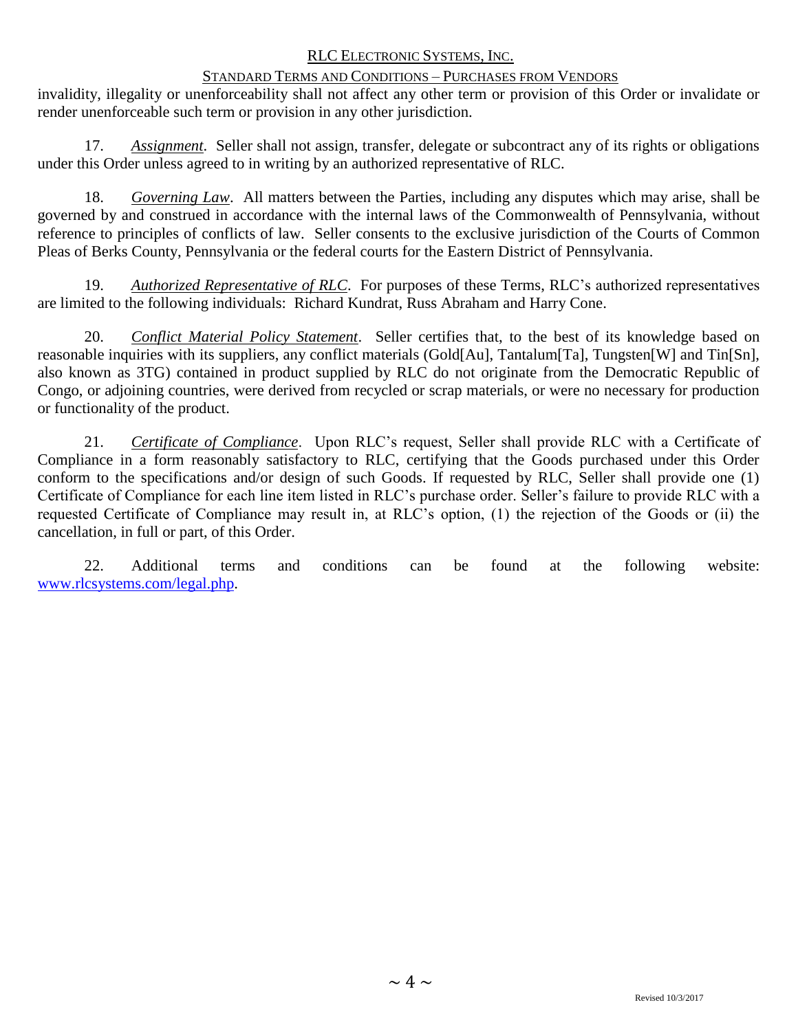invalidity, illegality or unenforceability shall not affect any other term or provision of this Order or invalidate or render unenforceable such term or provision in any other jurisdiction.

17. *Assignment*. Seller shall not assign, transfer, delegate or subcontract any of its rights or obligations under this Order unless agreed to in writing by an authorized representative of RLC.

18. *Governing Law*. All matters between the Parties, including any disputes which may arise, shall be governed by and construed in accordance with the internal laws of the Commonwealth of Pennsylvania, without reference to principles of conflicts of law. Seller consents to the exclusive jurisdiction of the Courts of Common Pleas of Berks County, Pennsylvania or the federal courts for the Eastern District of Pennsylvania.

19. *Authorized Representative of RLC*. For purposes of these Terms, RLC's authorized representatives are limited to the following individuals: Richard Kundrat, Russ Abraham and Harry Cone.

20. *Conflict Material Policy Statement*. Seller certifies that, to the best of its knowledge based on reasonable inquiries with its suppliers, any conflict materials (Gold[Au], Tantalum[Ta], Tungsten[W] and Tin[Sn], also known as 3TG) contained in product supplied by RLC do not originate from the Democratic Republic of Congo, or adjoining countries, were derived from recycled or scrap materials, or were no necessary for production or functionality of the product.

21. *Certificate of Compliance*. Upon RLC's request, Seller shall provide RLC with a Certificate of Compliance in a form reasonably satisfactory to RLC, certifying that the Goods purchased under this Order conform to the specifications and/or design of such Goods. If requested by RLC, Seller shall provide one (1) Certificate of Compliance for each line item listed in RLC's purchase order. Seller's failure to provide RLC with a requested Certificate of Compliance may result in, at RLC's option, (1) the rejection of the Goods or (ii) the cancellation, in full or part, of this Order.

22. Additional terms and conditions can be found at the following website: [www.rlcsystems.com/legal.php](www.rlcsystems.com/legal.php).